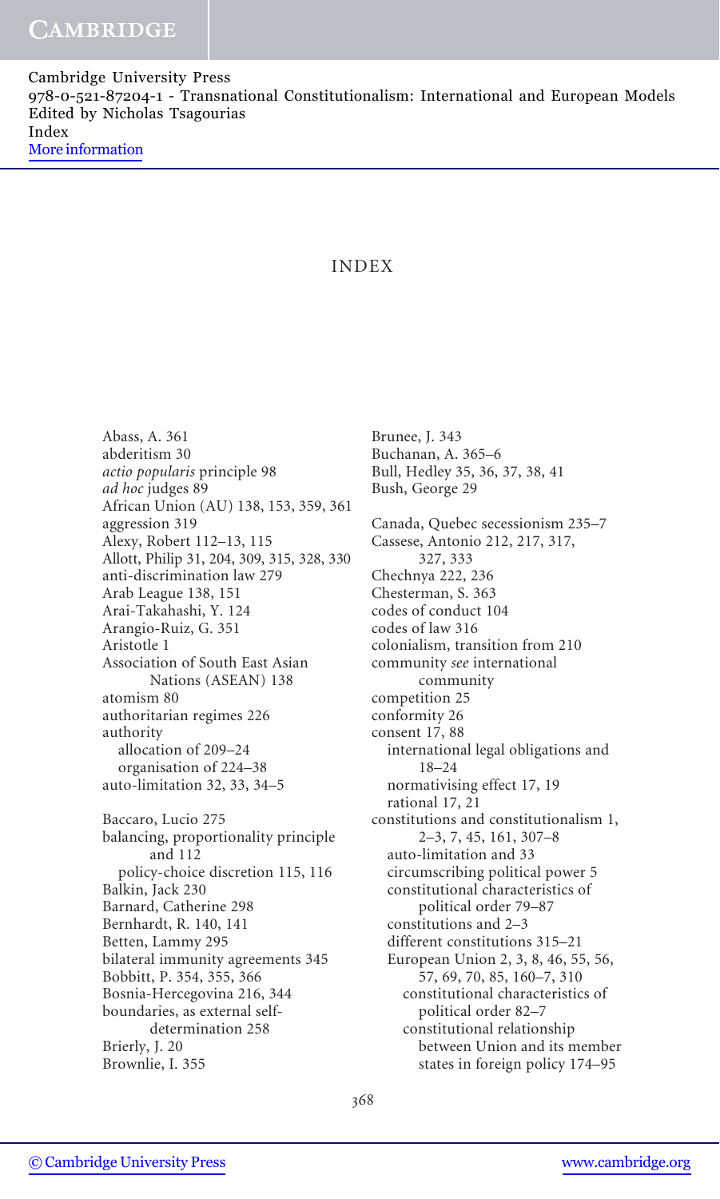# INDEX

Abass, A. 361
abderitism 30
*actio popularis* principle 98
*ad hoc* judges 89
African Union (AU) 138, 153, 359, 361
aggression 319
Alexy, Robert 112–13, 115
Allott, Philip 31, 204, 309, 315, 328, 330
anti-discrimination law 279
Arab League 138, 151
Arai-Takahashi, Y. 124
Arangio-Ruiz, G. 351
Aristotle 1
Association of South East Asian Nations (ASEAN) 138
atomism 80
authoritarian regimes 226
authority
  allocation of 209–24
  organisation of 224–38
auto-limitation 32, 33, 34–5

Baccaro, Lucio 275
balancing, proportionality principle and 112
  policy-choice discretion 115, 116
Balkin, Jack 230
Barnard, Catherine 298
Bernhardt, R. 140, 141
Betten, Lammy 295
bilateral immunity agreements 345
Bobbitt, P. 354, 355, 366
Bosnia-Hercegovina 216, 344
boundaries, as external self-determination 258
Brierly, J. 20
Brownlie, I. 355
Brunee, J. 343
Buchanan, A. 365–6
Bull, Hedley 35, 36, 37, 38, 41
Bush, George 29

Canada, Quebec secessionism 235–7
Cassese, Antonio 212, 217, 317, 327, 333
Chechnya 222, 236
Chesterman, S. 363
codes of conduct 104
codes of law 316
colonialism, transition from 210
community *see* international community
competition 25
conformity 26
consent 17, 88
  international legal obligations and 18–24
  normativising effect 17, 19
  rational 17, 21
constitutions and constitutionalism 1, 2–3, 7, 45, 161, 307–8
  auto-limitation and 33
  circumscribing political power 5
  constitutional characteristics of political order 79–87
  constitutions and 2–3
  different constitutions 315–21
  European Union 2, 3, 8, 46, 55, 56, 57, 69, 70, 85, 160–7, 310
    constitutional characteristics of political order 82–7
    constitutional relationship between Union and its member states in foreign policy 174–95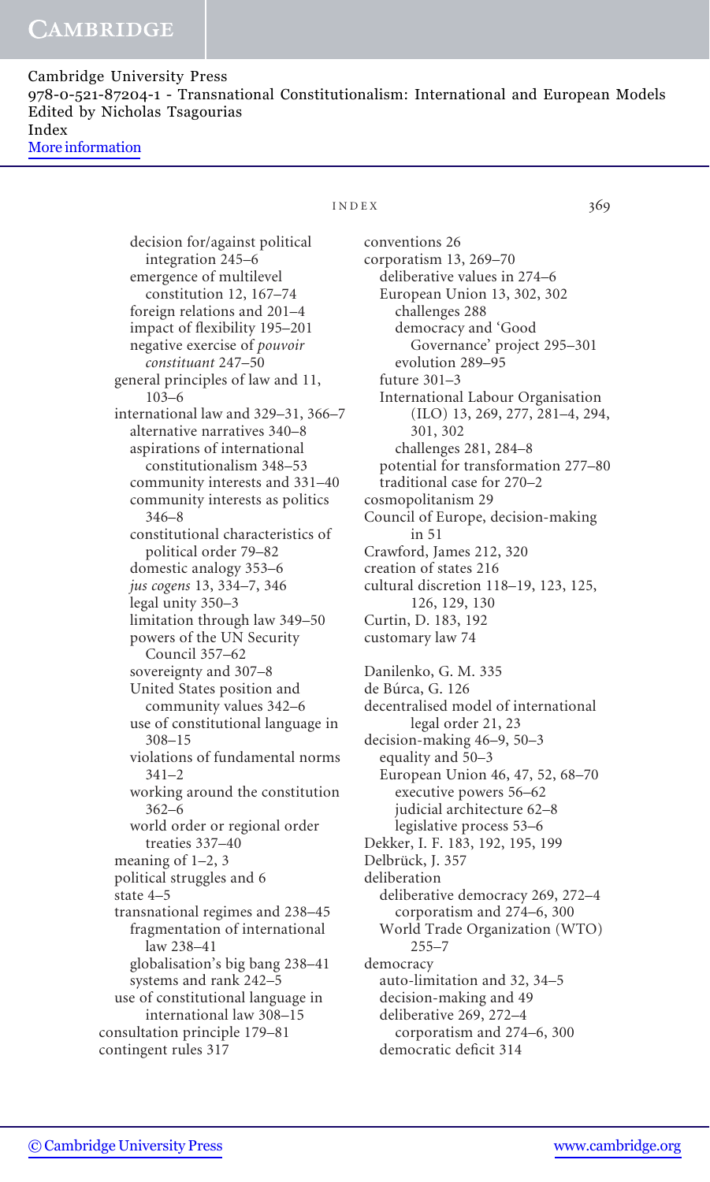decision for/against political integration 245–6
emergence of multilevel constitution 12, 167–74
foreign relations and 201–4
impact of flexibility 195–201
negative exercise of *pouvoir constituant* 247–50
general principles of law and 11, 103–6
international law and 329–31, 366–7
alternative narratives 340–8
aspirations of international constitutionalism 348–53
community interests and 331–40
community interests as politics 346–8
constitutional characteristics of political order 79–82
domestic analogy 353–6
*jus cogens* 13, 334–7, 346
legal unity 350–3
limitation through law 349–50
powers of the UN Security Council 357–62
sovereignty and 307–8
United States position and community values 342–6
use of constitutional language in 308–15
violations of fundamental norms 341–2
working around the constitution 362–6
world order or regional order treaties 337–40
meaning of 1–2, 3
political struggles and 6
state 4–5
transnational regimes and 238–45
fragmentation of international law 238–41
globalisation's big bang 238–41
systems and rank 242–5
use of constitutional language in international law 308–15
consultation principle 179–81
contingent rules 317

conventions 26
corporatism 13, 269–70
deliberative values in 274–6
European Union 13, 302, 302
challenges 288
democracy and 'Good Governance' project 295–301
evolution 289–95
future 301–3
International Labour Organisation (ILO) 13, 269, 277, 281–4, 294, 301, 302
challenges 281, 284–8
potential for transformation 277–80
traditional case for 270–2
cosmopolitanism 29
Council of Europe, decision-making in 51
Crawford, James 212, 320
creation of states 216
cultural discretion 118–19, 123, 125, 126, 129, 130
Curtin, D. 183, 192
customary law 74

Danilenko, G. M. 335
de Búrca, G. 126
decentralised model of international legal order 21, 23
decision-making 46–9, 50–3
equality and 50–3
European Union 46, 47, 52, 68–70
executive powers 56–62
judicial architecture 62–8
legislative process 53–6
Dekker, I. F. 183, 192, 195, 199
Delbrück, J. 357
deliberation
deliberative democracy 269, 272–4
corporatism and 274–6, 300
World Trade Organization (WTO) 255–7
democracy
auto-limitation and 32, 34–5
decision-making and 49
deliberative 269, 272–4
corporatism and 274–6, 300
democratic deficit 314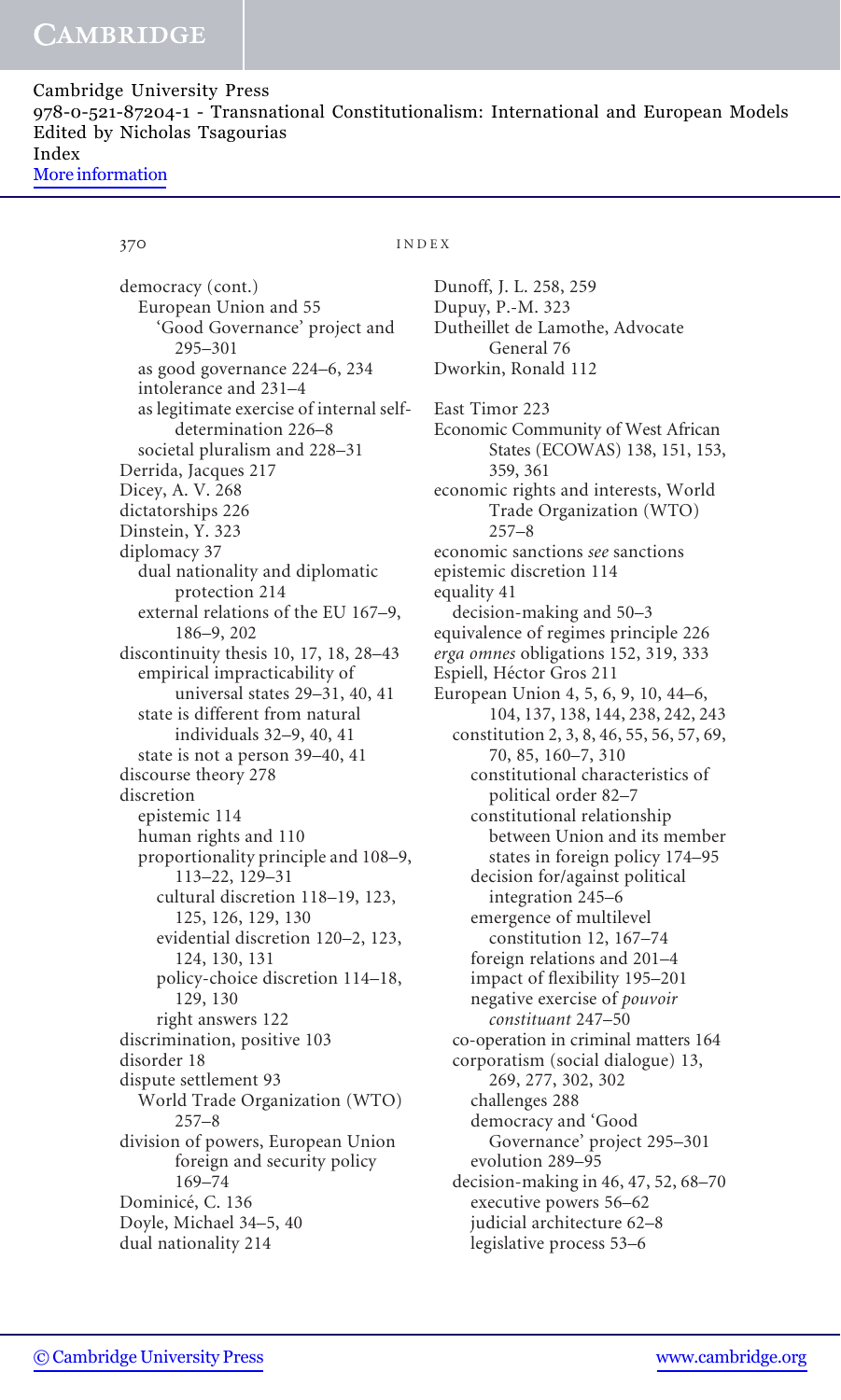democracy (cont.)
  European Union and 55
    'Good Governance' project and 295–301
  as good governance 224–6, 234
  intolerance and 231–4
  as legitimate exercise of internal self-determination 226–8
  societal pluralism and 228–31
Derrida, Jacques 217
Dicey, A. V. 268
dictatorships 226
Dinstein, Y. 323
diplomacy 37
  dual nationality and diplomatic protection 214
  external relations of the EU 167–9, 186–9, 202
discontinuity thesis 10, 17, 18, 28–43
  empirical impracticability of universal states 29–31, 40, 41
  state is different from natural individuals 32–9, 40, 41
  state is not a person 39–40, 41
discourse theory 278
discretion
  epistemic 114
  human rights and 110
  proportionality principle and 108–9, 113–22, 129–31
    cultural discretion 118–19, 123, 125, 126, 129, 130
    evidential discretion 120–2, 123, 124, 130, 131
    policy-choice discretion 114–18, 129, 130
    right answers 122
discrimination, positive 103
disorder 18
dispute settlement 93
  World Trade Organization (WTO) 257–8
division of powers, European Union foreign and security policy 169–74
Dominicé, C. 136
Doyle, Michael 34–5, 40
dual nationality 214
Dunoff, J. L. 258, 259
Dupuy, P.-M. 323
Dutheillet de Lamothe, Advocate General 76
Dworkin, Ronald 112

East Timor 223
Economic Community of West African States (ECOWAS) 138, 151, 153, 359, 361
economic rights and interests, World Trade Organization (WTO) 257–8
economic sanctions *see* sanctions
epistemic discretion 114
equality 41
  decision-making and 50–3
equivalence of regimes principle 226
*erga omnes* obligations 152, 319, 333
Espiell, Héctor Gros 211
European Union 4, 5, 6, 9, 10, 44–6, 104, 137, 138, 144, 238, 242, 243
  constitution 2, 3, 8, 46, 55, 56, 57, 69, 70, 85, 160–7, 310
    constitutional characteristics of political order 82–7
    constitutional relationship between Union and its member states in foreign policy 174–95
    decision for/against political integration 245–6
    emergence of multilevel constitution 12, 167–74
    foreign relations and 201–4
    impact of flexibility 195–201
    negative exercise of *pouvoir constituant* 247–50
  co-operation in criminal matters 164
  corporatism (social dialogue) 13, 269, 277, 302, 302
    challenges 288
    democracy and 'Good Governance' project 295–301
    evolution 289–95
  decision-making in 46, 47, 52, 68–70
    executive powers 56–62
    judicial architecture 62–8
    legislative process 53–6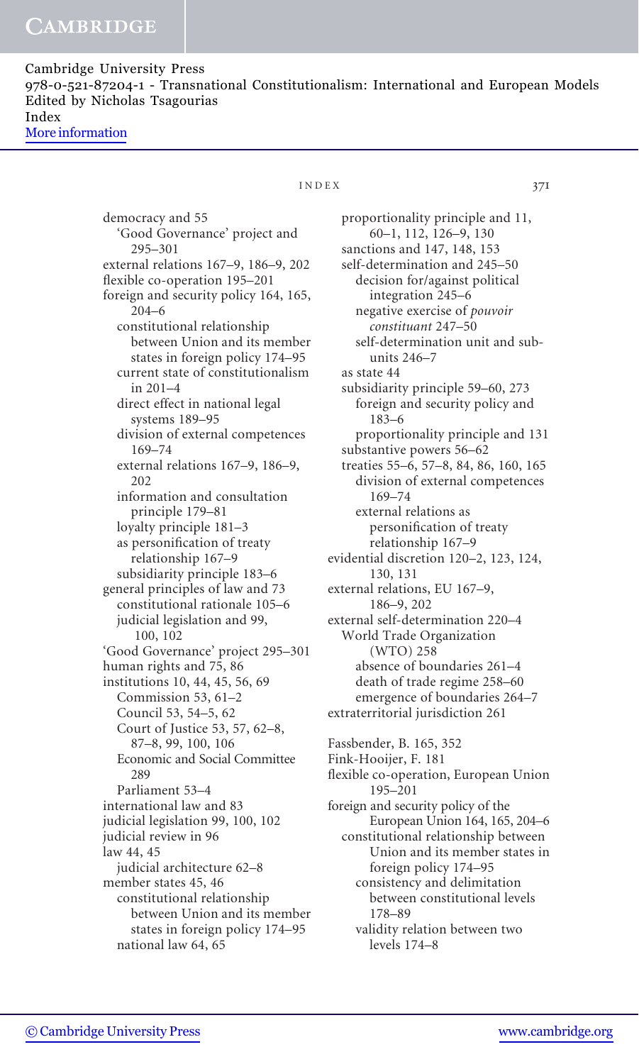democracy and 55
  'Good Governance' project and 295–301
external relations 167–9, 186–9, 202
flexible co-operation 195–201
foreign and security policy 164, 165, 204–6
  constitutional relationship between Union and its member states in foreign policy 174–95
  current state of constitutionalism in 201–4
  direct effect in national legal systems 189–95
  division of external competences 169–74
  external relations 167–9, 186–9, 202
  information and consultation principle 179–81
  loyalty principle 181–3
  as personification of treaty relationship 167–9
  subsidiarity principle 183–6
general principles of law and 73
  constitutional rationale 105–6
  judicial legislation and 99, 100, 102
'Good Governance' project 295–301
human rights and 75, 86
institutions 10, 44, 45, 56, 69
  Commission 53, 61–2
  Council 53, 54–5, 62
  Court of Justice 53, 57, 62–8, 87–8, 99, 100, 106
  Economic and Social Committee 289
  Parliament 53–4
international law and 83
judicial legislation 99, 100, 102
judicial review in 96
law 44, 45
  judicial architecture 62–8
member states 45, 46
  constitutional relationship between Union and its member states in foreign policy 174–95
  national law 64, 65
proportionality principle and 11, 60–1, 112, 126–9, 130
sanctions and 147, 148, 153
self-determination and 245–50
  decision for/against political integration 245–6
  negative exercise of *pouvoir constituant* 247–50
  self-determination unit and sub-units 246–7
as state 44
subsidiarity principle 59–60, 273
  foreign and security policy and 183–6
  proportionality principle and 131
substantive powers 56–62
treaties 55–6, 57–8, 84, 86, 160, 165
  division of external competences 169–74
  external relations as personification of treaty relationship 167–9
evidential discretion 120–2, 123, 124, 130, 131
external relations, EU 167–9, 186–9, 202
external self-determination 220–4
  World Trade Organization (WTO) 258
    absence of boundaries 261–4
    death of trade regime 258–60
    emergence of boundaries 264–7
extraterritorial jurisdiction 261

Fassbender, B. 165, 352
Fink-Hooijer, F. 181
flexible co-operation, European Union 195–201
foreign and security policy of the European Union 164, 165, 204–6
  constitutional relationship between Union and its member states in foreign policy 174–95
    consistency and delimitation between constitutional levels 178–89
    validity relation between two levels 174–8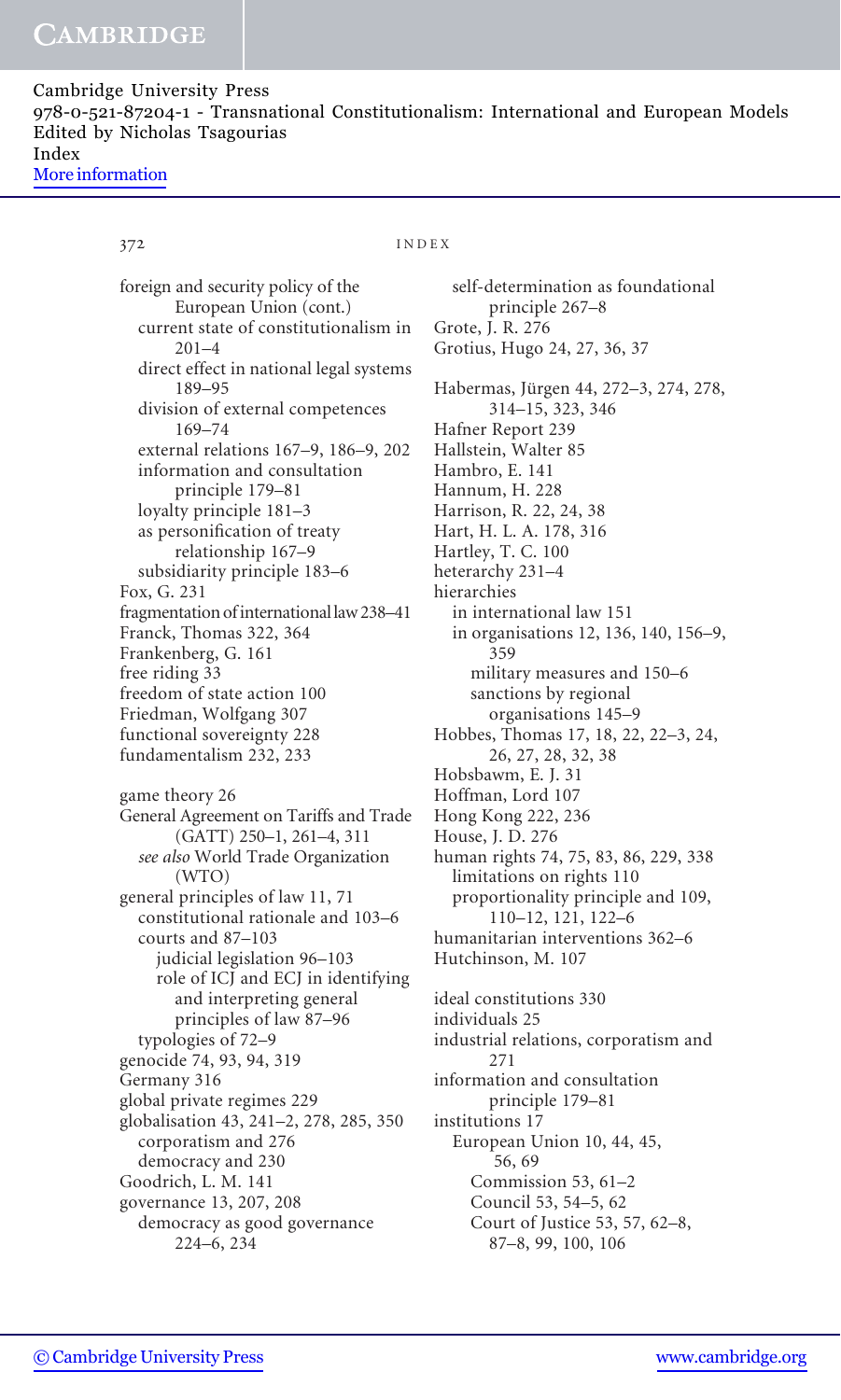foreign and security policy of the European Union (cont.)
- current state of constitutionalism in 201–4
- direct effect in national legal systems 189–95
- division of external competences 169–74
- external relations 167–9, 186–9, 202
- information and consultation principle 179–81
- loyalty principle 181–3
- as personification of treaty relationship 167–9
- subsidiarity principle 183–6

Fox, G. 231
fragmentation of international law 238–41
Franck, Thomas 322, 364
Frankenberg, G. 161
free riding 33
freedom of state action 100
Friedman, Wolfgang 307
functional sovereignty 228
fundamentalism 232, 233

game theory 26
General Agreement on Tariffs and Trade (GATT) 250–1, 261–4, 311
- *see also* World Trade Organization (WTO)

general principles of law 11, 71
- constitutional rationale and 103–6
- courts and 87–103
  - judicial legislation 96–103
  - role of ICJ and ECJ in identifying and interpreting general principles of law 87–96
- typologies of 72–9

genocide 74, 93, 94, 319
Germany 316
global private regimes 229
globalisation 43, 241–2, 278, 285, 350
- corporatism and 276
- democracy and 230

Goodrich, L. M. 141
governance 13, 207, 208
- democracy as good governance 224–6, 234
- self-determination as foundational principle 267–8

Grote, J. R. 276
Grotius, Hugo 24, 27, 36, 37

Habermas, Jürgen 44, 272–3, 274, 278, 314–15, 323, 346
Hafner Report 239
Hallstein, Walter 85
Hambro, E. 141
Hannum, H. 228
Harrison, R. 22, 24, 38
Hart, H. L. A. 178, 316
Hartley, T. C. 100
heterarchy 231–4
hierarchies
- in international law 151
- in organisations 12, 136, 140, 156–9, 359
  - military measures and 150–6
  - sanctions by regional organisations 145–9

Hobbes, Thomas 17, 18, 22, 22–3, 24, 26, 27, 28, 32, 38
Hobsbawm, E. J. 31
Hoffman, Lord 107
Hong Kong 222, 236
House, J. D. 276
human rights 74, 75, 83, 86, 229, 338
- limitations on rights 110
- proportionality principle and 109, 110–12, 121, 122–6

humanitarian interventions 362–6
Hutchinson, M. 107

ideal constitutions 330
individuals 25
industrial relations, corporatism and 271
information and consultation principle 179–81
institutions 17
- European Union 10, 44, 45, 56, 69
  - Commission 53, 61–2
  - Council 53, 54–5, 62
  - Court of Justice 53, 57, 62–8, 87–8, 99, 100, 106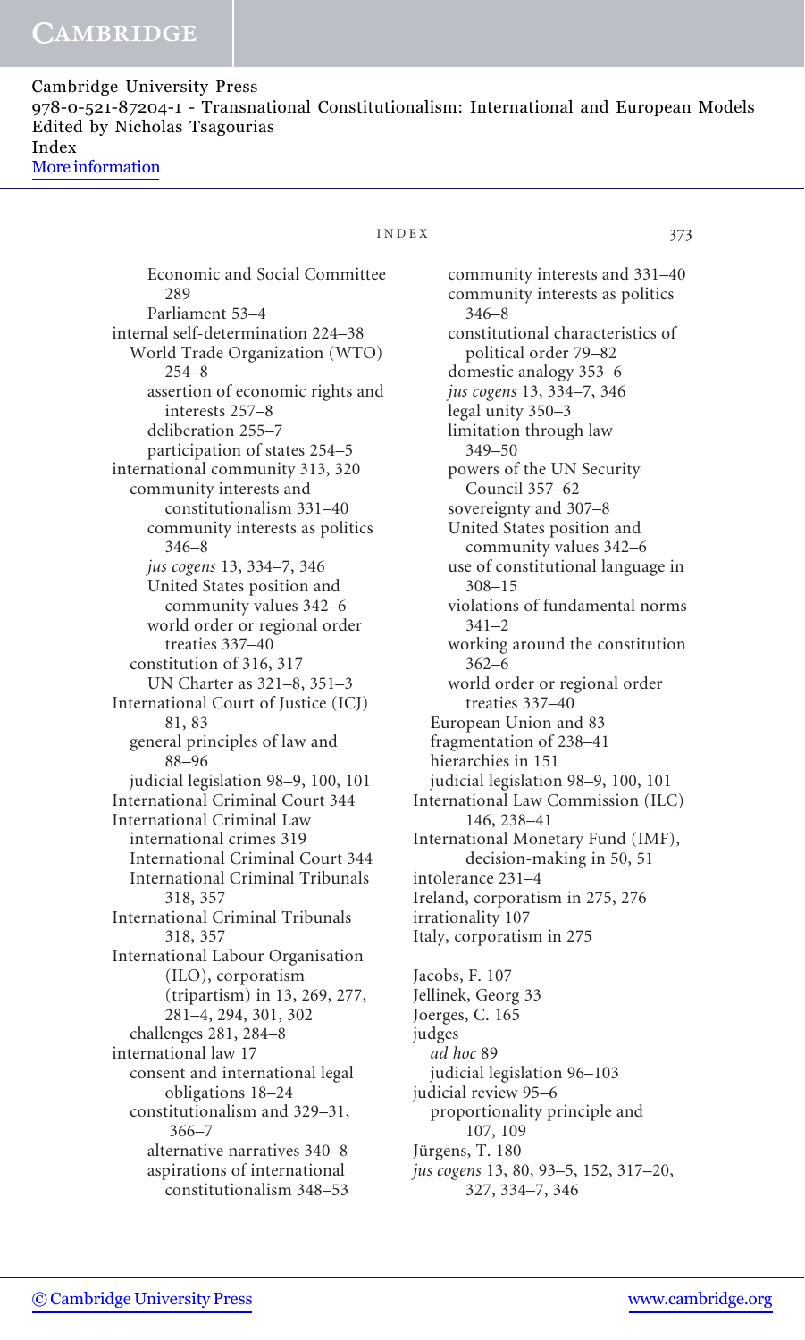Economic and Social Committee 289
Parliament 53–4
internal self-determination 224–38
World Trade Organization (WTO) 254–8
assertion of economic rights and interests 257–8
deliberation 255–7
participation of states 254–5
international community 313, 320
community interests and constitutionalism 331–40
community interests as politics 346–8
*jus cogens* 13, 334–7, 346
United States position and community values 342–6
world order or regional order treaties 337–40
constitution of 316, 317
UN Charter as 321–8, 351–3
International Court of Justice (ICJ) 81, 83
general principles of law and 88–96
judicial legislation 98–9, 100, 101
International Criminal Court 344
International Criminal Law
international crimes 319
International Criminal Court 344
International Criminal Tribunals 318, 357
International Criminal Tribunals 318, 357
International Labour Organisation (ILO), corporatism (tripartism) in 13, 269, 277, 281–4, 294, 301, 302
challenges 281, 284–8
international law 17
consent and international legal obligations 18–24
constitutionalism and 329–31, 366–7
alternative narratives 340–8
aspirations of international constitutionalism 348–53
community interests and 331–40
community interests as politics 346–8
constitutional characteristics of political order 79–82
domestic analogy 353–6
*jus cogens* 13, 334–7, 346
legal unity 350–3
limitation through law 349–50
powers of the UN Security Council 357–62
sovereignty and 307–8
United States position and community values 342–6
use of constitutional language in 308–15
violations of fundamental norms 341–2
working around the constitution 362–6
world order or regional order treaties 337–40
European Union and 83
fragmentation of 238–41
hierarchies in 151
judicial legislation 98–9, 100, 101
International Law Commission (ILC) 146, 238–41
International Monetary Fund (IMF), decision-making in 50, 51
intolerance 231–4
Ireland, corporatism in 275, 276
irrationality 107
Italy, corporatism in 275

Jacobs, F. 107
Jellinek, Georg 33
Joerges, C. 165
judges
*ad hoc* 89
judicial legislation 96–103
judicial review 95–6
proportionality principle and 107, 109
Jürgens, T. 180
*jus cogens* 13, 80, 93–5, 152, 317–20, 327, 334–7, 346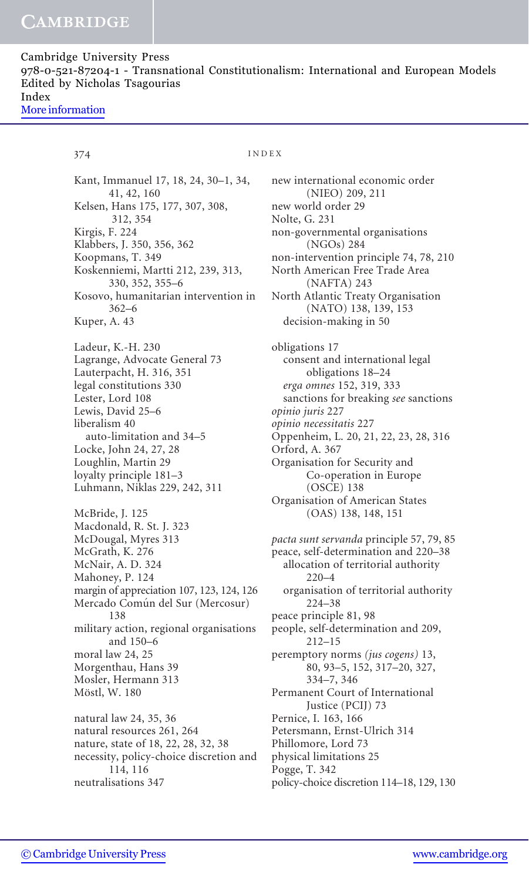Kant, Immanuel 17, 18, 24, 30–1, 34, 41, 42, 160
Kelsen, Hans 175, 177, 307, 308, 312, 354
Kirgis, F. 224
Klabbers, J. 350, 356, 362
Koopmans, T. 349
Koskenniemi, Martti 212, 239, 313, 330, 352, 355–6
Kosovo, humanitarian intervention in 362–6
Kuper, A. 43

Ladeur, K.-H. 230
Lagrange, Advocate General 73
Lauterpacht, H. 316, 351
legal constitutions 330
Lester, Lord 108
Lewis, David 25–6
liberalism 40
  auto-limitation and 34–5
Locke, John 24, 27, 28
Loughlin, Martin 29
loyalty principle 181–3
Luhmann, Niklas 229, 242, 311

McBride, J. 125
Macdonald, R. St. J. 323
McDougal, Myres 313
McGrath, K. 276
McNair, A. D. 324
Mahoney, P. 124
margin of appreciation 107, 123, 124, 126
Mercado Común del Sur (Mercosur) 138
military action, regional organisations and 150–6
moral law 24, 25
Morgenthau, Hans 39
Mosler, Hermann 313
Möstl, W. 180

natural law 24, 35, 36
natural resources 261, 264
nature, state of 18, 22, 28, 32, 38
necessity, policy-choice discretion and 114, 116
neutralisations 347
new international economic order (NIEO) 209, 211
new world order 29
Nolte, G. 231
non-governmental organisations (NGOs) 284
non-intervention principle 74, 78, 210
North American Free Trade Area (NAFTA) 243
North Atlantic Treaty Organisation (NATO) 138, 139, 153
  decision-making in 50

obligations 17
  consent and international legal obligations 18–24
  *erga omnes* 152, 319, 333
  sanctions for breaking *see* sanctions
*opinio juris* 227
*opinio necessitatis* 227
Oppenheim, L. 20, 21, 22, 23, 28, 316
Orford, A. 367
Organisation for Security and Co-operation in Europe (OSCE) 138
Organisation of American States (OAS) 138, 148, 151

*pacta sunt servanda* principle 57, 79, 85
peace, self-determination and 220–38
  allocation of territorial authority 220–4
  organisation of territorial authority 224–38
peace principle 81, 98
people, self-determination and 209, 212–15
peremptory norms *(jus cogens)* 13, 80, 93–5, 152, 317–20, 327, 334–7, 346
Permanent Court of International Justice (PCIJ) 73
Pernice, I. 163, 166
Petersmann, Ernst-Ulrich 314
Phillomore, Lord 73
physical limitations 25
Pogge, T. 342
policy-choice discretion 114–18, 129, 130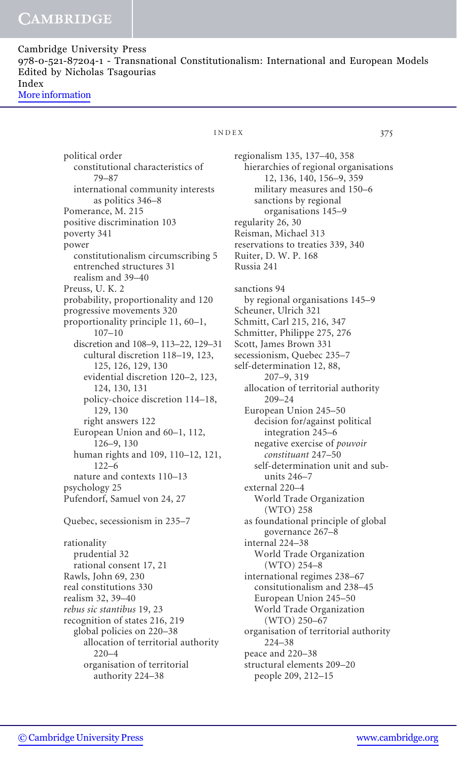political order
  constitutional characteristics of 79–87
  international community interests as politics 346–8
Pomerance, M. 215
positive discrimination 103
poverty 341
power
  constitutionalism circumscribing 5
  entrenched structures 31
  realism and 39–40
Preuss, U. K. 2
probability, proportionality and 120
progressive movements 320
proportionality principle 11, 60–1, 107–10
  discretion and 108–9, 113–22, 129–31
    cultural discretion 118–19, 123, 125, 126, 129, 130
    evidential discretion 120–2, 123, 124, 130, 131
    policy-choice discretion 114–18, 129, 130
    right answers 122
  European Union and 60–1, 112, 126–9, 130
  human rights and 109, 110–12, 121, 122–6
  nature and contexts 110–13
psychology 25
Pufendorf, Samuel von 24, 27

Quebec, secessionism in 235–7

rationality
  prudential 32
  rational consent 17, 21
Rawls, John 69, 230
real constitutions 330
realism 32, 39–40
*rebus sic stantibus* 19, 23
recognition of states 216, 219
  global policies on 220–38
    allocation of territorial authority 220–4
    organisation of territorial authority 224–38
regionalism 135, 137–40, 358
  hierarchies of regional organisations 12, 136, 140, 156–9, 359
    military measures and 150–6
    sanctions by regional organisations 145–9
regularity 26, 30
Reisman, Michael 313
reservations to treaties 339, 340
Ruiter, D. W. P. 168
Russia 241

sanctions 94
  by regional organisations 145–9
Scheuner, Ulrich 321
Schmitt, Carl 215, 216, 347
Schmitter, Philippe 275, 276
Scott, James Brown 331
secessionism, Quebec 235–7
self-determination 12, 88, 207–9, 319
  allocation of territorial authority 209–24
  European Union 245–50
    decision for/against political integration 245–6
    negative exercise of *pouvoir constituant* 247–50
    self-determination unit and sub-units 246–7
  external 220–4
    World Trade Organization (WTO) 258
  as foundational principle of global governance 267–8
  internal 224–38
    World Trade Organization (WTO) 254–8
  international regimes 238–67
    consitutionalism and 238–45
    European Union 245–50
    World Trade Organization (WTO) 250–67
  organisation of territorial authority 224–38
  peace and 220–38
  structural elements 209–20
    people 209, 212–15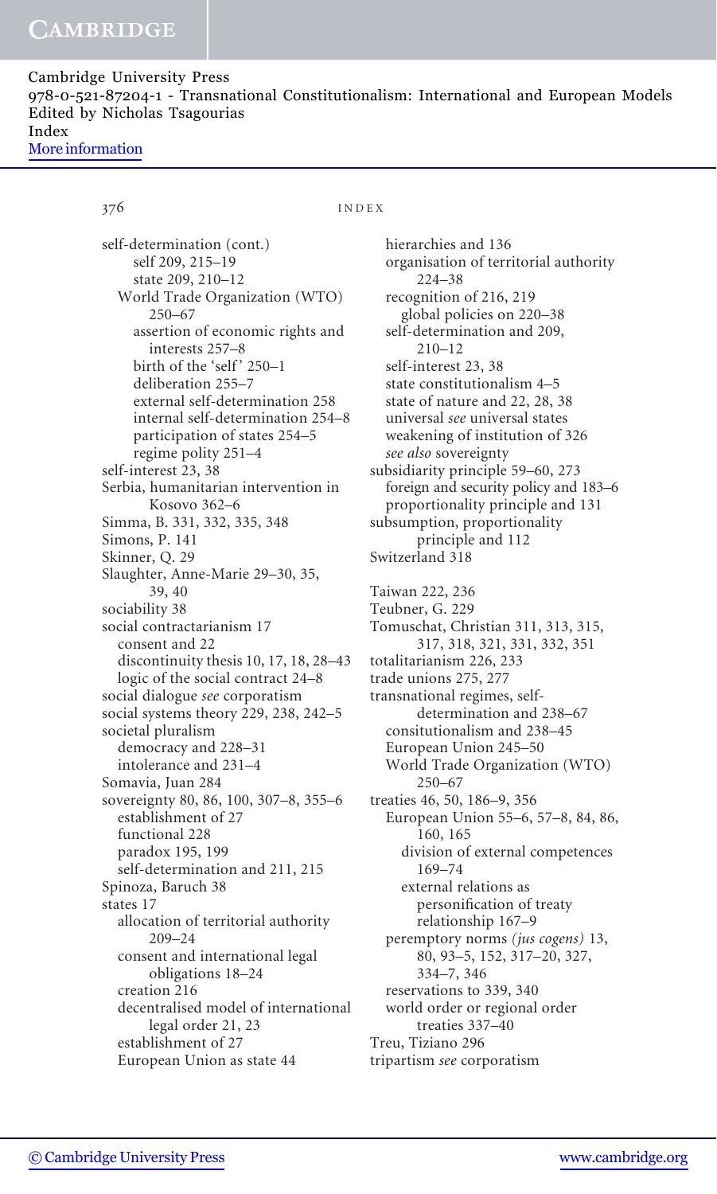self-determination (cont.)
  self 209, 215–19
  state 209, 210–12
 World Trade Organization (WTO) 250–67
  assertion of economic rights and interests 257–8
  birth of the 'self' 250–1
  deliberation 255–7
  external self-determination 258
  internal self-determination 254–8
  participation of states 254–5
  regime polity 251–4
self-interest 23, 38
Serbia, humanitarian intervention in Kosovo 362–6
Simma, B. 331, 332, 335, 348
Simons, P. 141
Skinner, Q. 29
Slaughter, Anne-Marie 29–30, 35, 39, 40
sociability 38
social contractarianism 17
 consent and 22
 discontinuity thesis 10, 17, 18, 28–43
 logic of the social contract 24–8
social dialogue *see* corporatism
social systems theory 229, 238, 242–5
societal pluralism
 democracy and 228–31
 intolerance and 231–4
Somavia, Juan 284
sovereignty 80, 86, 100, 307–8, 355–6
 establishment of 27
 functional 228
 paradox 195, 199
 self-determination and 211, 215
Spinoza, Baruch 38
states 17
 allocation of territorial authority 209–24
 consent and international legal obligations 18–24
 creation 216
 decentralised model of international legal order 21, 23
 establishment of 27
 European Union as state 44
 hierarchies and 136
 organisation of territorial authority 224–38
 recognition of 216, 219
  global policies on 220–38
 self-determination and 209, 210–12
 self-interest 23, 38
 state constitutionalism 4–5
 state of nature and 22, 28, 38
 universal *see* universal states
 weakening of institution of 326
 *see also* sovereignty
subsidiarity principle 59–60, 273
 foreign and security policy and 183–6
 proportionality principle and 131
subsumption, proportionality principle and 112
Switzerland 318

Taiwan 222, 236
Teubner, G. 229
Tomuschat, Christian 311, 313, 315, 317, 318, 321, 331, 332, 351
totalitarianism 226, 233
trade unions 275, 277
transnational regimes, self-determination and 238–67
 consitutionalism and 238–45
 European Union 245–50
 World Trade Organization (WTO) 250–67
treaties 46, 50, 186–9, 356
 European Union 55–6, 57–8, 84, 86, 160, 165
  division of external competences 169–74
  external relations as personification of treaty relationship 167–9
 peremptory norms *(jus cogens)* 13, 80, 93–5, 152, 317–20, 327, 334–7, 346
 reservations to 339, 340
 world order or regional order treaties 337–40
Treu, Tiziano 296
tripartism *see* corporatism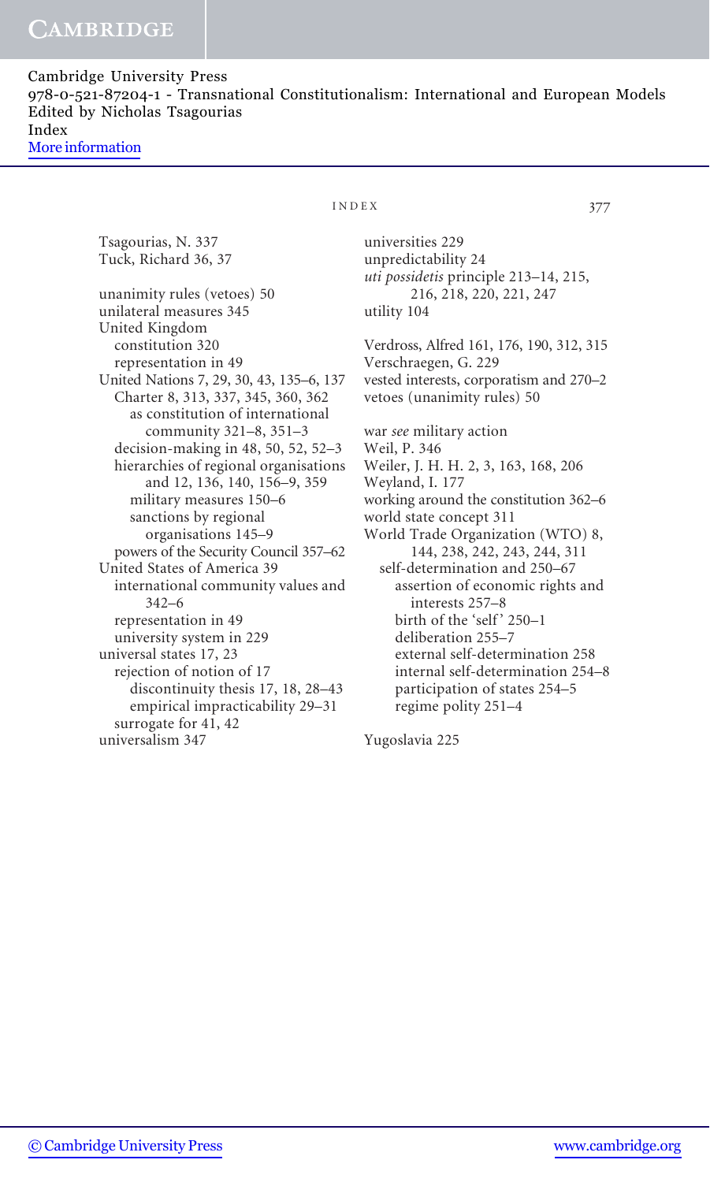Tsagourias, N. 337
Tuck, Richard 36, 37

unanimity rules (vetoes) 50
unilateral measures 345
United Kingdom
  constitution 320
  representation in 49
United Nations 7, 29, 30, 43, 135–6, 137
  Charter 8, 313, 337, 345, 360, 362
    as constitution of international community 321–8, 351–3
  decision-making in 48, 50, 52, 52–3
  hierarchies of regional organisations and 12, 136, 140, 156–9, 359
    military measures 150–6
    sanctions by regional organisations 145–9
  powers of the Security Council 357–62
United States of America 39
  international community values and 342–6
  representation in 49
  university system in 229
universal states 17, 23
  rejection of notion of 17
    discontinuity thesis 17, 18, 28–43
    empirical impracticability 29–31
  surrogate for 41, 42
universalism 347
universities 229
unpredictability 24
*uti possidetis* principle 213–14, 215, 216, 218, 220, 221, 247
utility 104

Verdross, Alfred 161, 176, 190, 312, 315
Verschraegen, G. 229
vested interests, corporatism and 270–2
vetoes (unanimity rules) 50

war *see* military action
Weil, P. 346
Weiler, J. H. H. 2, 3, 163, 168, 206
Weyland, I. 177
working around the constitution 362–6
world state concept 311
World Trade Organization (WTO) 8, 144, 238, 242, 243, 244, 311
  self-determination and 250–67
    assertion of economic rights and interests 257–8
    birth of the 'self' 250–1
    deliberation 255–7
    external self-determination 258
    internal self-determination 254–8
    participation of states 254–5
    regime polity 251–4

Yugoslavia 225